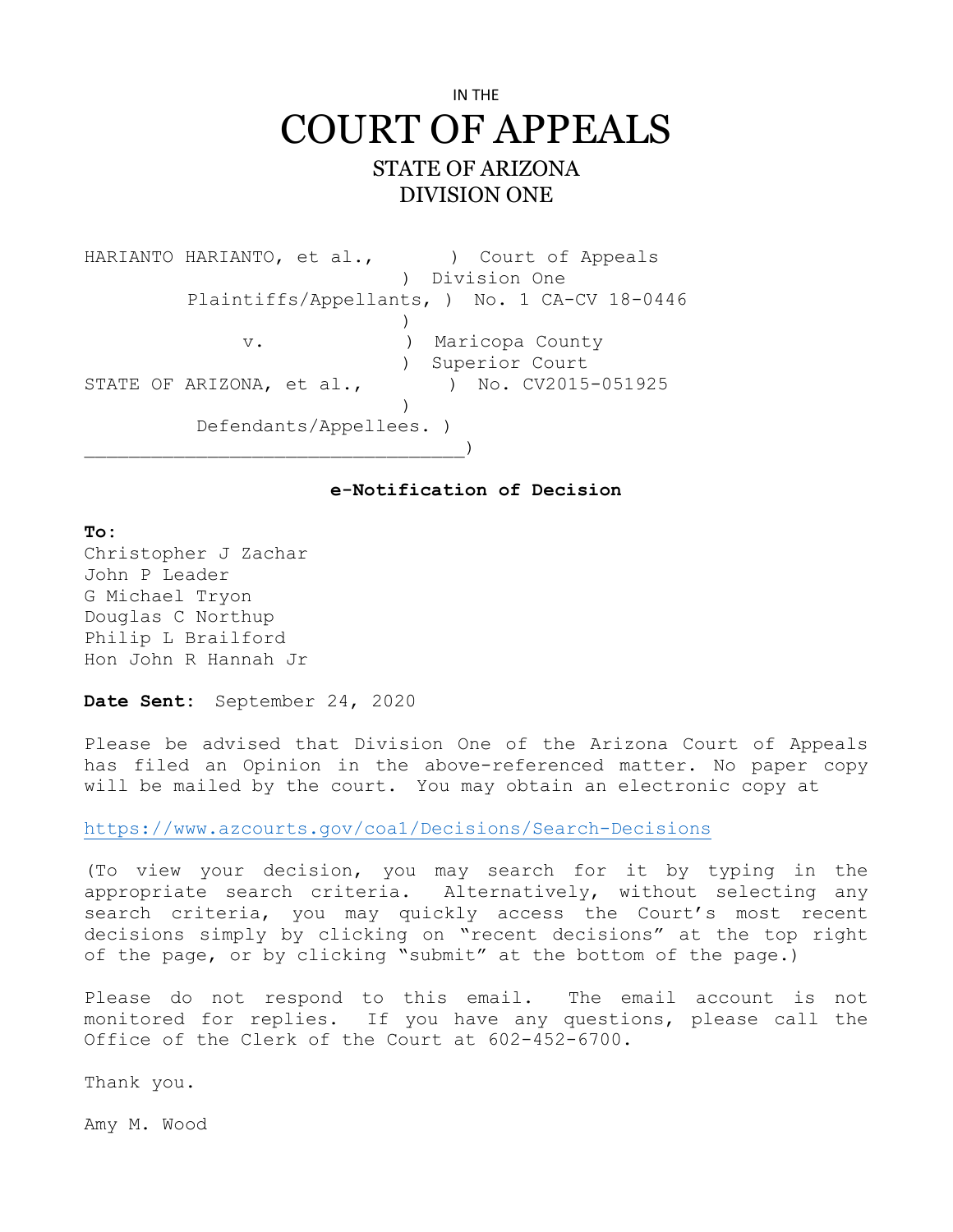IN THE

# COURT OF APPEALS

## STATE OF ARIZONA
## DIVISION ONE

```
HARIANTO HARIANTO, et al.,        )  Court of Appeals
                                  )  Division One
         Plaintiffs/Appellants,   )  No. 1 CA-CV 18-0446
                                  )
              v.                  )  Maricopa County
                                  )  Superior Court
STATE OF ARIZONA, et al.,         )  No. CV2015-051925
                                  )
          Defendants/Appellees.   )
__________________________________)
```

**e-Notification of Decision**

**To:**
Christopher J Zachar
John P Leader
G Michael Tryon
Douglas C Northup
Philip L Brailford
Hon John R Hannah Jr

**Date Sent:** September 24, 2020

Please be advised that Division One of the Arizona Court of Appeals has filed an Opinion in the above-referenced matter. No paper copy will be mailed by the court. You may obtain an electronic copy at

https://www.azcourts.gov/coa1/Decisions/Search-Decisions

(To view your decision, you may search for it by typing in the appropriate search criteria. Alternatively, without selecting any search criteria, you may quickly access the Court's most recent decisions simply by clicking on "recent decisions" at the top right of the page, or by clicking "submit" at the bottom of the page.)

Please do not respond to this email. The email account is not monitored for replies. If you have any questions, please call the Office of the Clerk of the Court at 602-452-6700.

Thank you.

Amy M. Wood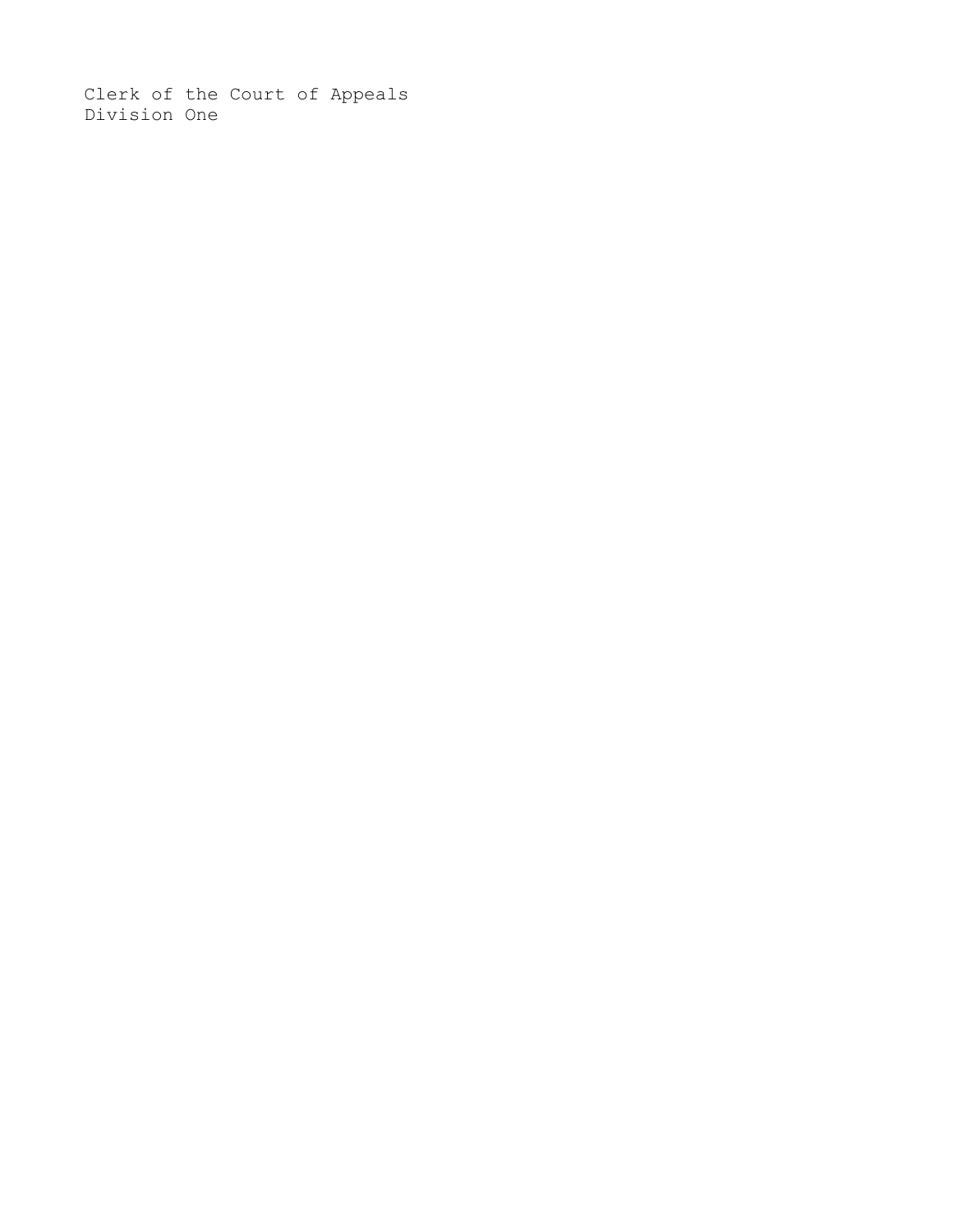Clerk of the Court of Appeals
Division One